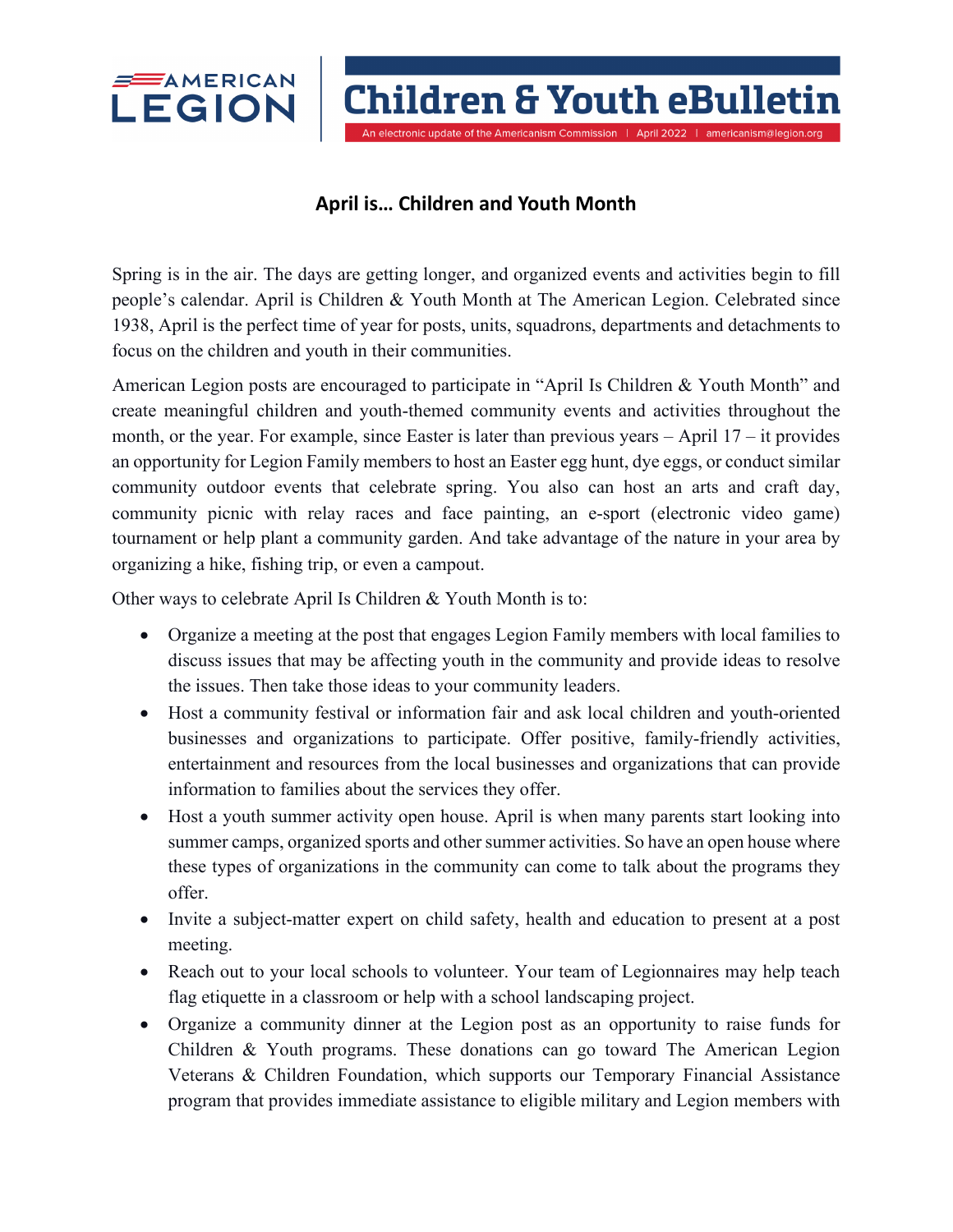AMERICAN LEGION

# Children & Youth eBulletin

An electronic update of the Americanism Commission | April 2022 | americanism@legion.org

## April is… Children and Youth Month

Spring is in the air. The days are getting longer, and organized events and activities begin to fill people's calendar. April is Children & Youth Month at The American Legion. Celebrated since 1938, April is the perfect time of year for posts, units, squadrons, departments and detachments to focus on the children and youth in their communities.

American Legion posts are encouraged to participate in "April Is Children & Youth Month" and create meaningful children and youth-themed community events and activities throughout the month, or the year. For example, since Easter is later than previous years – April 17 – it provides an opportunity for Legion Family members to host an Easter egg hunt, dye eggs, or conduct similar community outdoor events that celebrate spring. You also can host an arts and craft day, community picnic with relay races and face painting, an e-sport (electronic video game) tournament or help plant a community garden. And take advantage of the nature in your area by organizing a hike, fishing trip, or even a campout.

Other ways to celebrate April Is Children & Youth Month is to:

- Organize a meeting at the post that engages Legion Family members with local families to discuss issues that may be affecting youth in the community and provide ideas to resolve the issues. Then take those ideas to your community leaders.
- Host a community festival or information fair and ask local children and youth-oriented businesses and organizations to participate. Offer positive, family-friendly activities, entertainment and resources from the local businesses and organizations that can provide information to families about the services they offer.
- Host a youth summer activity open house. April is when many parents start looking into summer camps, organized sports and other summer activities. So have an open house where these types of organizations in the community can come to talk about the programs they offer.
- Invite a subject-matter expert on child safety, health and education to present at a post meeting.
- Reach out to your local schools to volunteer. Your team of Legionnaires may help teach flag etiquette in a classroom or help with a school landscaping project.
- Organize a community dinner at the Legion post as an opportunity to raise funds for Children & Youth programs. These donations can go toward The American Legion Veterans & Children Foundation, which supports our Temporary Financial Assistance program that provides immediate assistance to eligible military and Legion members with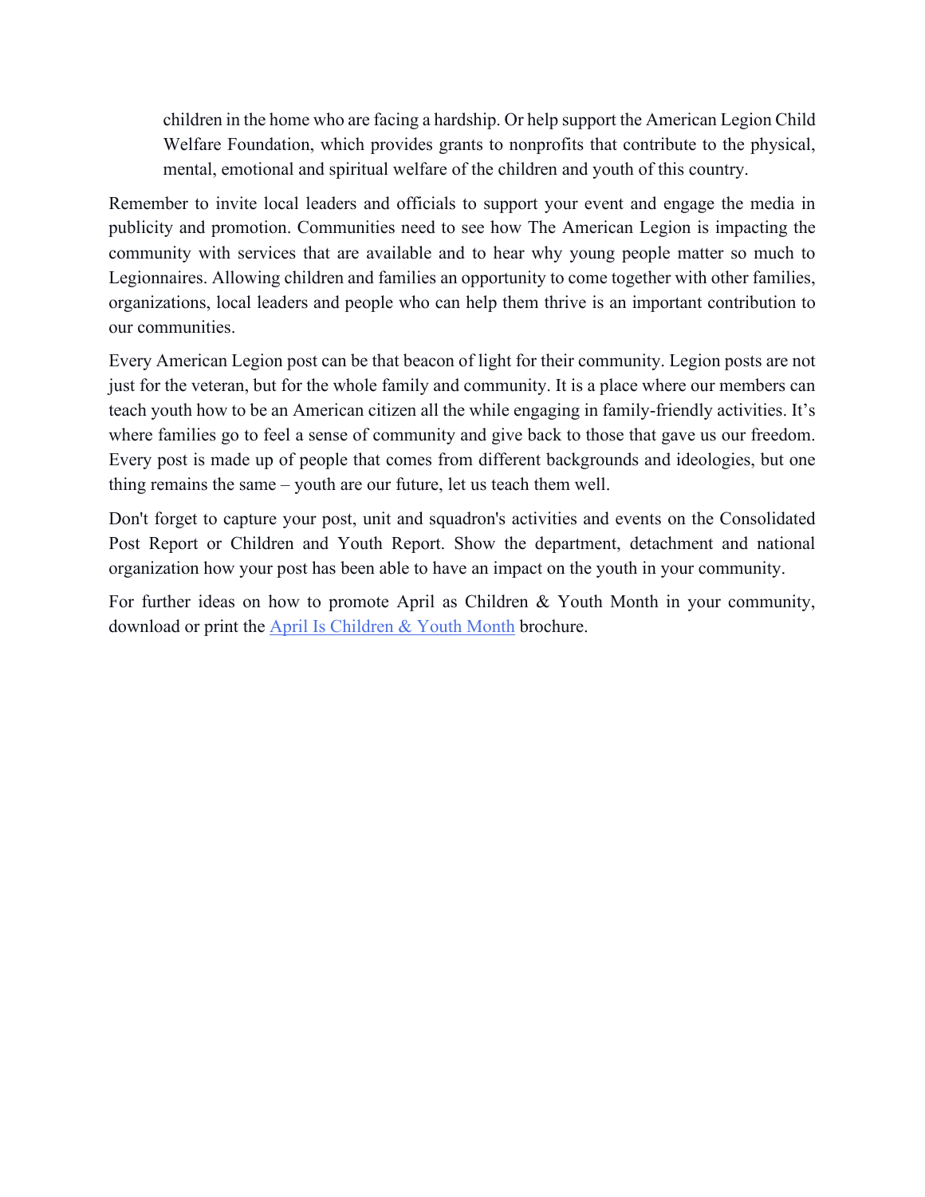children in the home who are facing a hardship. Or help support the American Legion Child Welfare Foundation, which provides grants to nonprofits that contribute to the physical, mental, emotional and spiritual welfare of the children and youth of this country.

Remember to invite local leaders and officials to support your event and engage the media in publicity and promotion. Communities need to see how The American Legion is impacting the community with services that are available and to hear why young people matter so much to Legionnaires. Allowing children and families an opportunity to come together with other families, organizations, local leaders and people who can help them thrive is an important contribution to our communities.

Every American Legion post can be that beacon of light for their community. Legion posts are not just for the veteran, but for the whole family and community. It is a place where our members can teach youth how to be an American citizen all the while engaging in family-friendly activities. It's where families go to feel a sense of community and give back to those that gave us our freedom. Every post is made up of people that comes from different backgrounds and ideologies, but one thing remains the same – youth are our future, let us teach them well.

Don't forget to capture your post, unit and squadron's activities and events on the Consolidated Post Report or Children and Youth Report. Show the department, detachment and national organization how your post has been able to have an impact on the youth in your community.

For further ideas on how to promote April as Children & Youth Month in your community, download or print the April Is Children & Youth Month brochure.